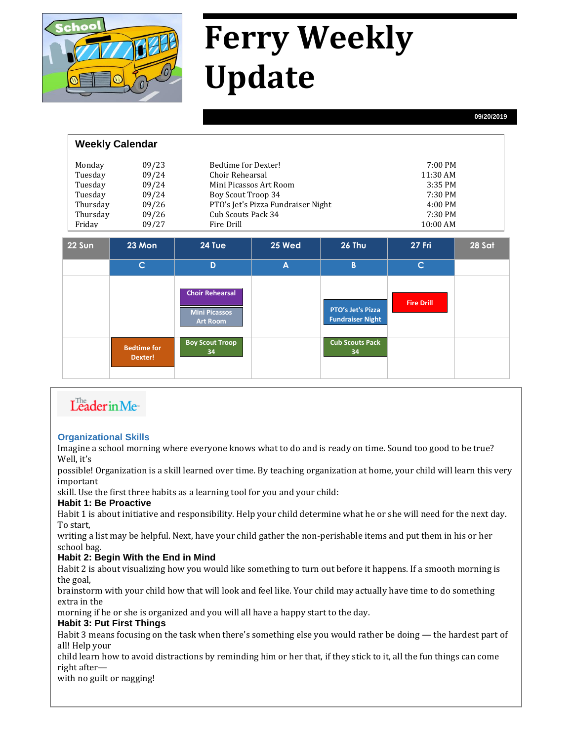# Ferry Weekly Update

09/20/2019

## Weekly Calendar

| | | | |
|---|---|---|---|
| Monday | 09/23 | Bedtime for Dexter! | 7:00 PM |
| Tuesday | 09/24 | Choir Rehearsal | 11:30 AM |
| Tuesday | 09/24 | Mini Picassos Art Room | 3:35 PM |
| Tuesday | 09/24 | Boy Scout Troop 34 | 7:30 PM |
| Thursday | 09/26 | PTO's Jet's Pizza Fundraiser Night | 4:00 PM |
| Thursday | 09/26 | Cub Scouts Pack 34 | 7:30 PM |
| Friday | 09/27 | Fire Drill | 10:00 AM |

| 22 Sun | 23 Mon | 24 Tue | 25 Wed | 26 Thu | 27 Fri | 28 Sat |
|---|---|---|---|---|---|---|
| | C | D | A | B | C | |
| | | Choir Rehearsal<br>Mini Picassos Art Room | | PTO's Jet's Pizza Fundraiser Night | Fire Drill | |
| | Bedtime for Dexter! | Boy Scout Troop 34 | | Cub Scouts Pack 34 | | |

The Leader in Me

### Organizational Skills

Imagine a school morning where everyone knows what to do and is ready on time. Sound too good to be true? Well, it's possible! Organization is a skill learned over time. By teaching organization at home, your child will learn this very important skill. Use the first three habits as a learning tool for you and your child:

**Habit 1: Be Proactive**

Habit 1 is about initiative and responsibility. Help your child determine what he or she will need for the next day. To start, writing a list may be helpful. Next, have your child gather the non-perishable items and put them in his or her school bag.

**Habit 2: Begin With the End in Mind**

Habit 2 is about visualizing how you would like something to turn out before it happens. If a smooth morning is the goal, brainstorm with your child how that will look and feel like. Your child may actually have time to do something extra in the morning if he or she is organized and you will all have a happy start to the day.

**Habit 3: Put First Things**

Habit 3 means focusing on the task when there's something else you would rather be doing — the hardest part of all! Help your child learn how to avoid distractions by reminding him or her that, if they stick to it, all the fun things can come right after— with no guilt or nagging!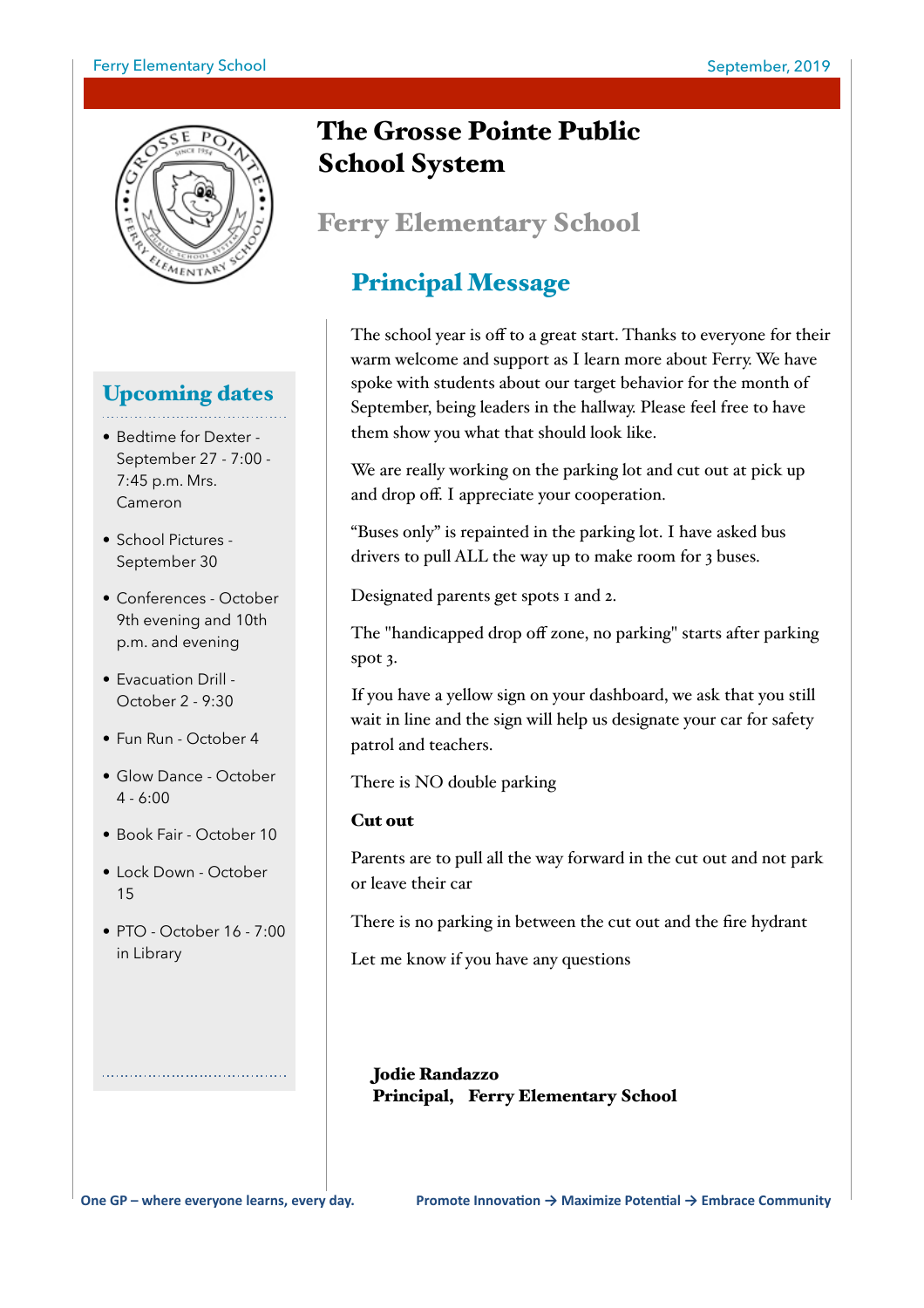# The Grosse Pointe Public School System

## Ferry Elementary School

## Principal Message

The school year is off to a great start. Thanks to everyone for their warm welcome and support as I learn more about Ferry. We have spoke with students about our target behavior for the month of September, being leaders in the hallway. Please feel free to have them show you what that should look like.

We are really working on the parking lot and cut out at pick up and drop off. I appreciate your cooperation.

"Buses only" is repainted in the parking lot. I have asked bus drivers to pull ALL the way up to make room for 3 buses.

Designated parents get spots 1 and 2.

The "handicapped drop off zone, no parking" starts after parking spot 3.

If you have a yellow sign on your dashboard, we ask that you still wait in line and the sign will help us designate your car for safety patrol and teachers.

There is NO double parking

**Cut out**

Parents are to pull all the way forward in the cut out and not park or leave their car

There is no parking in between the cut out and the fire hydrant

Let me know if you have any questions

**Jodie Randazzo**
**Principal, Ferry Elementary School**

## Upcoming dates

- Bedtime for Dexter - September 27 - 7:00 - 7:45 p.m. Mrs. Cameron
- School Pictures - September 30
- Conferences - October 9th evening and 10th p.m. and evening
- Evacuation Drill - October 2 - 9:30
- Fun Run - October 4
- Glow Dance - October 4 - 6:00
- Book Fair - October 10
- Lock Down - October 15
- PTO - October 16 - 7:00 in Library

One GP – where everyone learns, every day.

Promote Innovation → Maximize Potential → Embrace Community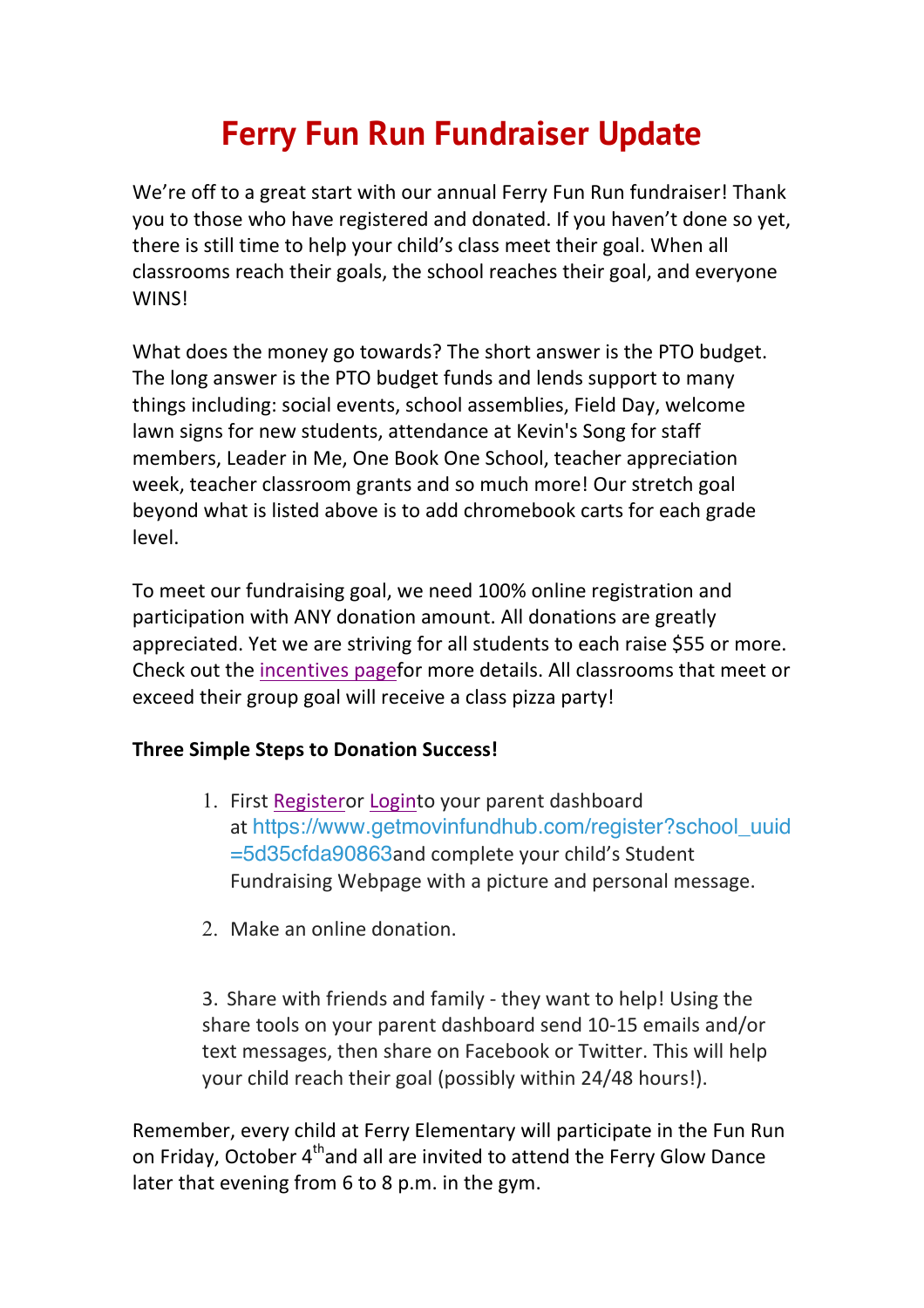# Ferry Fun Run Fundraiser Update

We're off to a great start with our annual Ferry Fun Run fundraiser! Thank you to those who have registered and donated. If you haven't done so yet, there is still time to help your child's class meet their goal. When all classrooms reach their goals, the school reaches their goal, and everyone WINS!

What does the money go towards? The short answer is the PTO budget. The long answer is the PTO budget funds and lends support to many things including: social events, school assemblies, Field Day, welcome lawn signs for new students, attendance at Kevin's Song for staff members, Leader in Me, One Book One School, teacher appreciation week, teacher classroom grants and so much more! Our stretch goal beyond what is listed above is to add chromebook carts for each grade level.

To meet our fundraising goal, we need 100% online registration and participation with ANY donation amount. All donations are greatly appreciated. Yet we are striving for all students to each raise $55 or more. Check out the incentives pagefor more details. All classrooms that meet or exceed their group goal will receive a class pizza party!

**Three Simple Steps to Donation Success!**

1. First Registeror Loginto your parent dashboard at https://www.getmovinfundhub.com/register?school_uuid=5d35cfda90863and complete your child's Student Fundraising Webpage with a picture and personal message.

2. Make an online donation.

3. Share with friends and family - they want to help! Using the share tools on your parent dashboard send 10-15 emails and/or text messages, then share on Facebook or Twitter. This will help your child reach their goal (possibly within 24/48 hours!).

Remember, every child at Ferry Elementary will participate in the Fun Run on Friday, October 4thand all are invited to attend the Ferry Glow Dance later that evening from 6 to 8 p.m. in the gym.